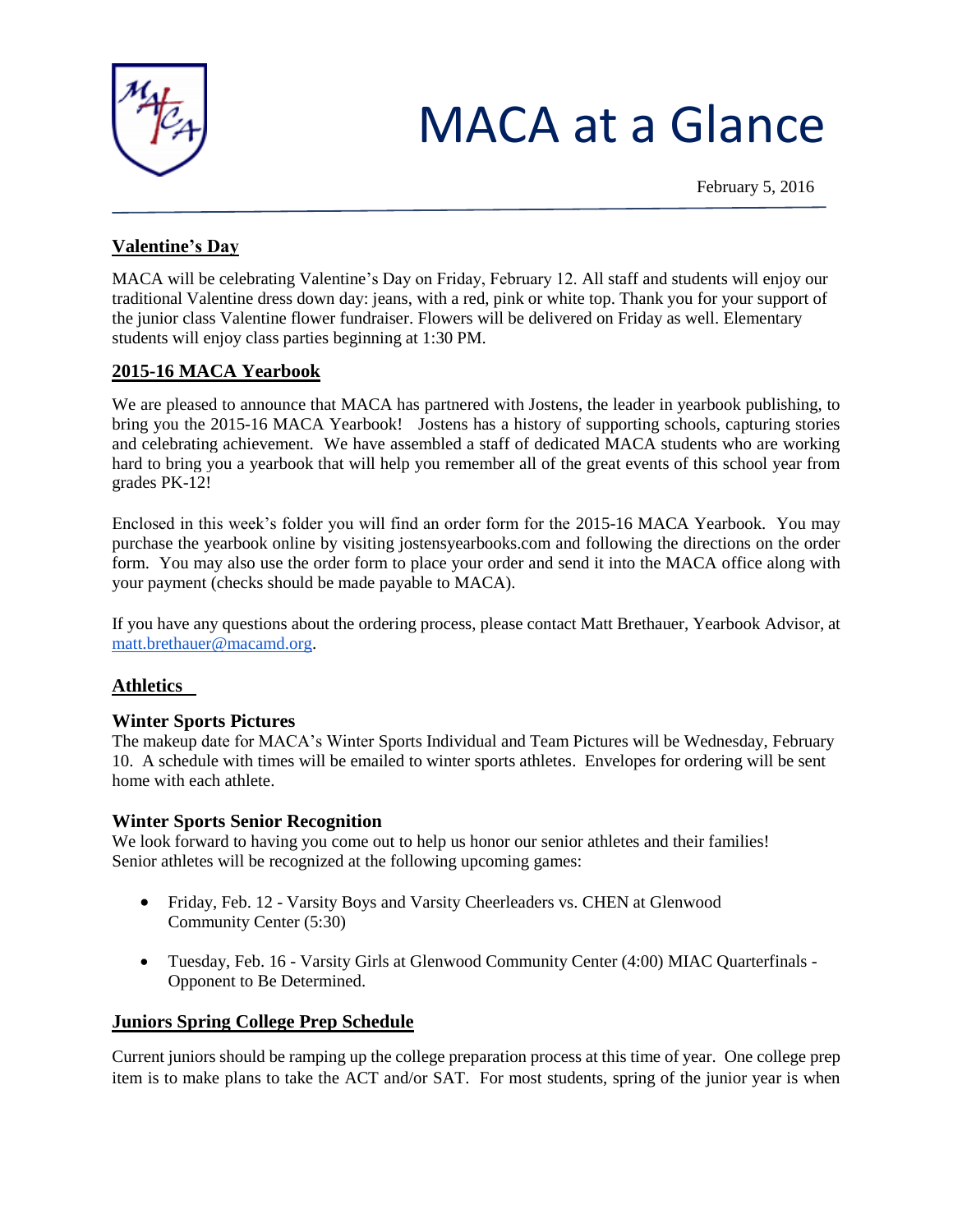# MACA at a Glance

February 5, 2016

## Valentine's Day

MACA will be celebrating Valentine's Day on Friday, February 12. All staff and students will enjoy our traditional Valentine dress down day: jeans, with a red, pink or white top. Thank you for your support of the junior class Valentine flower fundraiser. Flowers will be delivered on Friday as well. Elementary students will enjoy class parties beginning at 1:30 PM.

## 2015-16 MACA Yearbook

We are pleased to announce that MACA has partnered with Jostens, the leader in yearbook publishing, to bring you the 2015-16 MACA Yearbook! Jostens has a history of supporting schools, capturing stories and celebrating achievement. We have assembled a staff of dedicated MACA students who are working hard to bring you a yearbook that will help you remember all of the great events of this school year from grades PK-12!

Enclosed in this week's folder you will find an order form for the 2015-16 MACA Yearbook. You may purchase the yearbook online by visiting jostensyearbooks.com and following the directions on the order form. You may also use the order form to place your order and send it into the MACA office along with your payment (checks should be made payable to MACA).

If you have any questions about the ordering process, please contact Matt Brethauer, Yearbook Advisor, at matt.brethauer@macamd.org.

## Athletics

### Winter Sports Pictures

The makeup date for MACA's Winter Sports Individual and Team Pictures will be Wednesday, February 10. A schedule with times will be emailed to winter sports athletes. Envelopes for ordering will be sent home with each athlete.

### Winter Sports Senior Recognition

We look forward to having you come out to help us honor our senior athletes and their families! Senior athletes will be recognized at the following upcoming games:

- Friday, Feb. 12 - Varsity Boys and Varsity Cheerleaders vs. CHEN at Glenwood Community Center (5:30)
- Tuesday, Feb. 16 - Varsity Girls at Glenwood Community Center (4:00) MIAC Quarterfinals - Opponent to Be Determined.

## Juniors Spring College Prep Schedule

Current juniors should be ramping up the college preparation process at this time of year. One college prep item is to make plans to take the ACT and/or SAT. For most students, spring of the junior year is when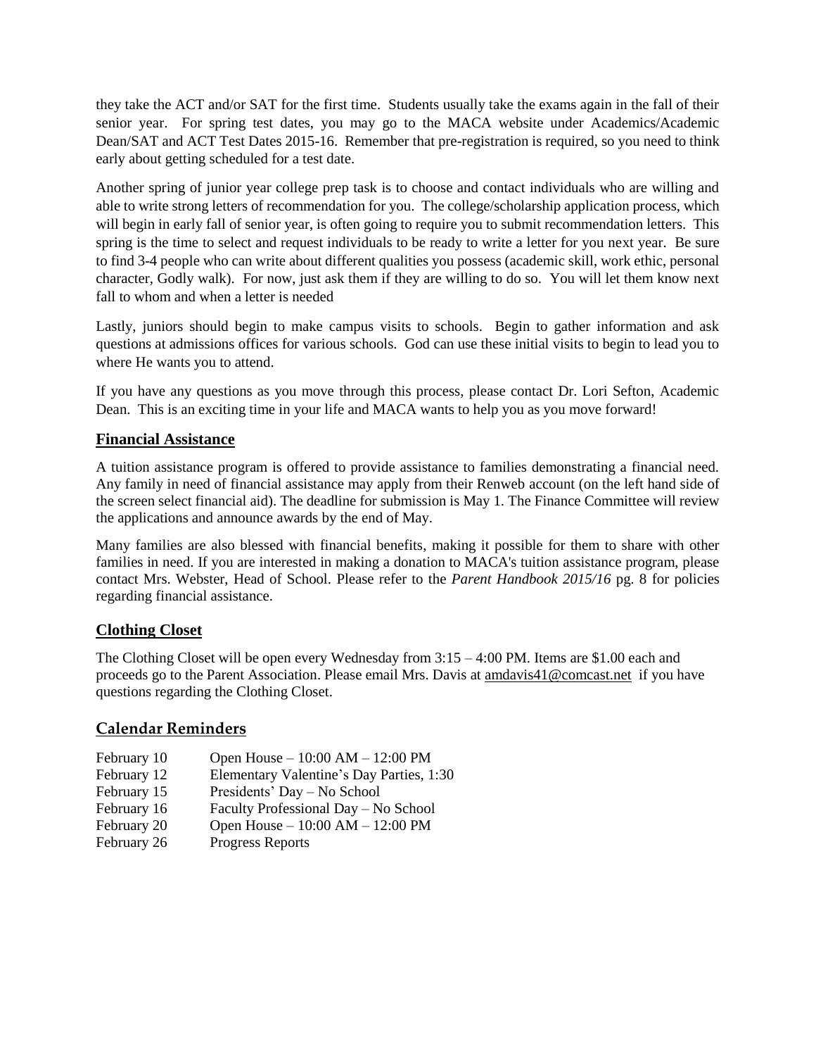they take the ACT and/or SAT for the first time. Students usually take the exams again in the fall of their senior year. For spring test dates, you may go to the MACA website under Academics/Academic Dean/SAT and ACT Test Dates 2015-16. Remember that pre-registration is required, so you need to think early about getting scheduled for a test date.

Another spring of junior year college prep task is to choose and contact individuals who are willing and able to write strong letters of recommendation for you. The college/scholarship application process, which will begin in early fall of senior year, is often going to require you to submit recommendation letters. This spring is the time to select and request individuals to be ready to write a letter for you next year. Be sure to find 3-4 people who can write about different qualities you possess (academic skill, work ethic, personal character, Godly walk). For now, just ask them if they are willing to do so. You will let them know next fall to whom and when a letter is needed

Lastly, juniors should begin to make campus visits to schools. Begin to gather information and ask questions at admissions offices for various schools. God can use these initial visits to begin to lead you to where He wants you to attend.

If you have any questions as you move through this process, please contact Dr. Lori Sefton, Academic Dean. This is an exciting time in your life and MACA wants to help you as you move forward!

## Financial Assistance

A tuition assistance program is offered to provide assistance to families demonstrating a financial need. Any family in need of financial assistance may apply from their Renweb account (on the left hand side of the screen select financial aid). The deadline for submission is May 1. The Finance Committee will review the applications and announce awards by the end of May.

Many families are also blessed with financial benefits, making it possible for them to share with other families in need. If you are interested in making a donation to MACA's tuition assistance program, please contact Mrs. Webster, Head of School. Please refer to the *Parent Handbook 2015/16* pg. 8 for policies regarding financial assistance.

## Clothing Closet

The Clothing Closet will be open every Wednesday from 3:15 – 4:00 PM. Items are $1.00 each and proceeds go to the Parent Association. Please email Mrs. Davis at amdavis41@comcast.net if you have questions regarding the Clothing Closet.

## Calendar Reminders

| | |
|---|---|
| February 10 | Open House – 10:00 AM – 12:00 PM |
| February 12 | Elementary Valentine's Day Parties, 1:30 |
| February 15 | Presidents' Day – No School |
| February 16 | Faculty Professional Day – No School |
| February 20 | Open House – 10:00 AM – 12:00 PM |
| February 26 | Progress Reports |